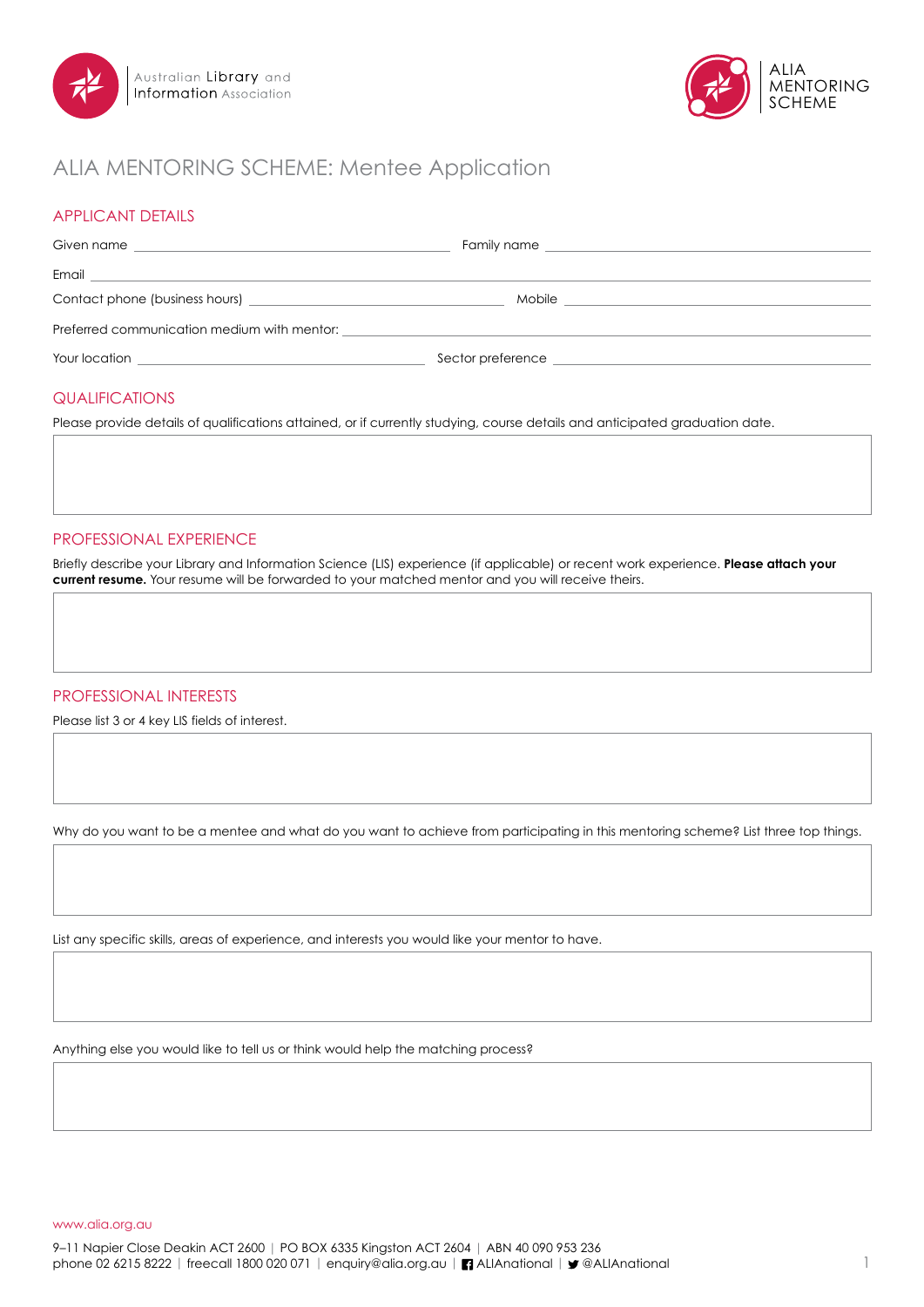Australian Library and Information Association

ALIA MENTORING SCHEME

# ALIA MENTORING SCHEME: Mentee Application

## APPLICANT DETAILS

Given name ______________________ Family name ______________________

Email ______________________

Contact phone (business hours) ______________________ Mobile ______________________

Preferred communication medium with mentor: ______________________

Your location ______________________ Sector preference ______________________

## QUALIFICATIONS

Please provide details of qualifications attained, or if currently studying, course details and anticipated graduation date.

## PROFESSIONAL EXPERIENCE

Briefly describe your Library and Information Science (LIS) experience (if applicable) or recent work experience. **Please attach your current resume.** Your resume will be forwarded to your matched mentor and you will receive theirs.

## PROFESSIONAL INTERESTS

Please list 3 or 4 key LIS fields of interest.

Why do you want to be a mentee and what do you want to achieve from participating in this mentoring scheme? List three top things.

List any specific skills, areas of experience, and interests you would like your mentor to have.

Anything else you would like to tell us or think would help the matching process?

www.alia.org.au

9–11 Napier Close Deakin ACT 2600 | PO BOX 6335 Kingston ACT 2604 | ABN 40 090 953 236
phone 02 6215 8222 | freecall 1800 020 071 | enquiry@alia.org.au | ALIAnational | @ALIAnational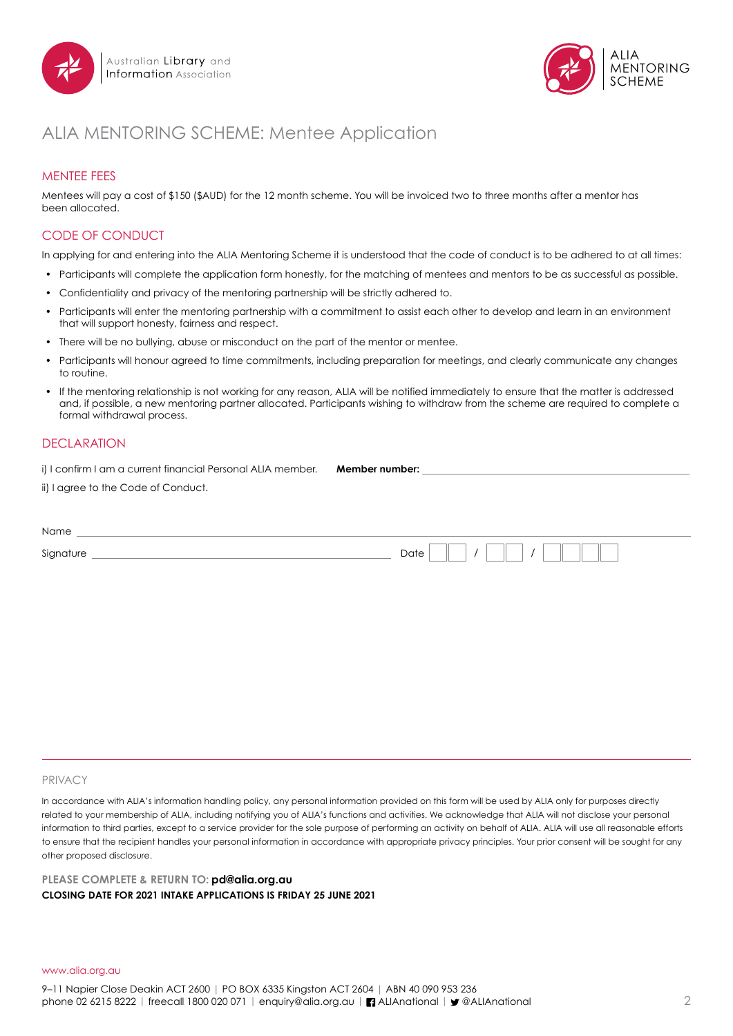# ALIA MENTORING SCHEME: Mentee Application

## MENTEE FEES

Mentees will pay a cost of $150 ($AUD) for the 12 month scheme. You will be invoiced two to three months after a mentor has been allocated.

## CODE OF CONDUCT

In applying for and entering into the ALIA Mentoring Scheme it is understood that the code of conduct is to be adhered to at all times:

- Participants will complete the application form honestly, for the matching of mentees and mentors to be as successful as possible.
- Confidentiality and privacy of the mentoring partnership will be strictly adhered to.
- Participants will enter the mentoring partnership with a commitment to assist each other to develop and learn in an environment that will support honesty, fairness and respect.
- There will be no bullying, abuse or misconduct on the part of the mentor or mentee.
- Participants will honour agreed to time commitments, including preparation for meetings, and clearly communicate any changes to routine.
- If the mentoring relationship is not working for any reason, ALIA will be notified immediately to ensure that the matter is addressed and, if possible, a new mentoring partner allocated. Participants wishing to withdraw from the scheme are required to complete a formal withdrawal process.

## DECLARATION

i) I confirm I am a current financial Personal ALIA member. **Member number:** ______________________

ii) I agree to the Code of Conduct.

Name ______________________________________________

Signature ______________________ Date __ __ / __ __ / __ __ __ __

## PRIVACY

In accordance with ALIA's information handling policy, any personal information provided on this form will be used by ALIA only for purposes directly related to your membership of ALIA, including notifying you of ALIA's functions and activities. We acknowledge that ALIA will not disclose your personal information to third parties, except to a service provider for the sole purpose of performing an activity on behalf of ALIA. ALIA will use all reasonable efforts to ensure that the recipient handles your personal information in accordance with appropriate privacy principles. Your prior consent will be sought for any other proposed disclosure.

**PLEASE COMPLETE & RETURN TO: pd@alia.org.au**
**CLOSING DATE FOR 2021 INTAKE APPLICATIONS IS FRIDAY 25 JUNE 2021**